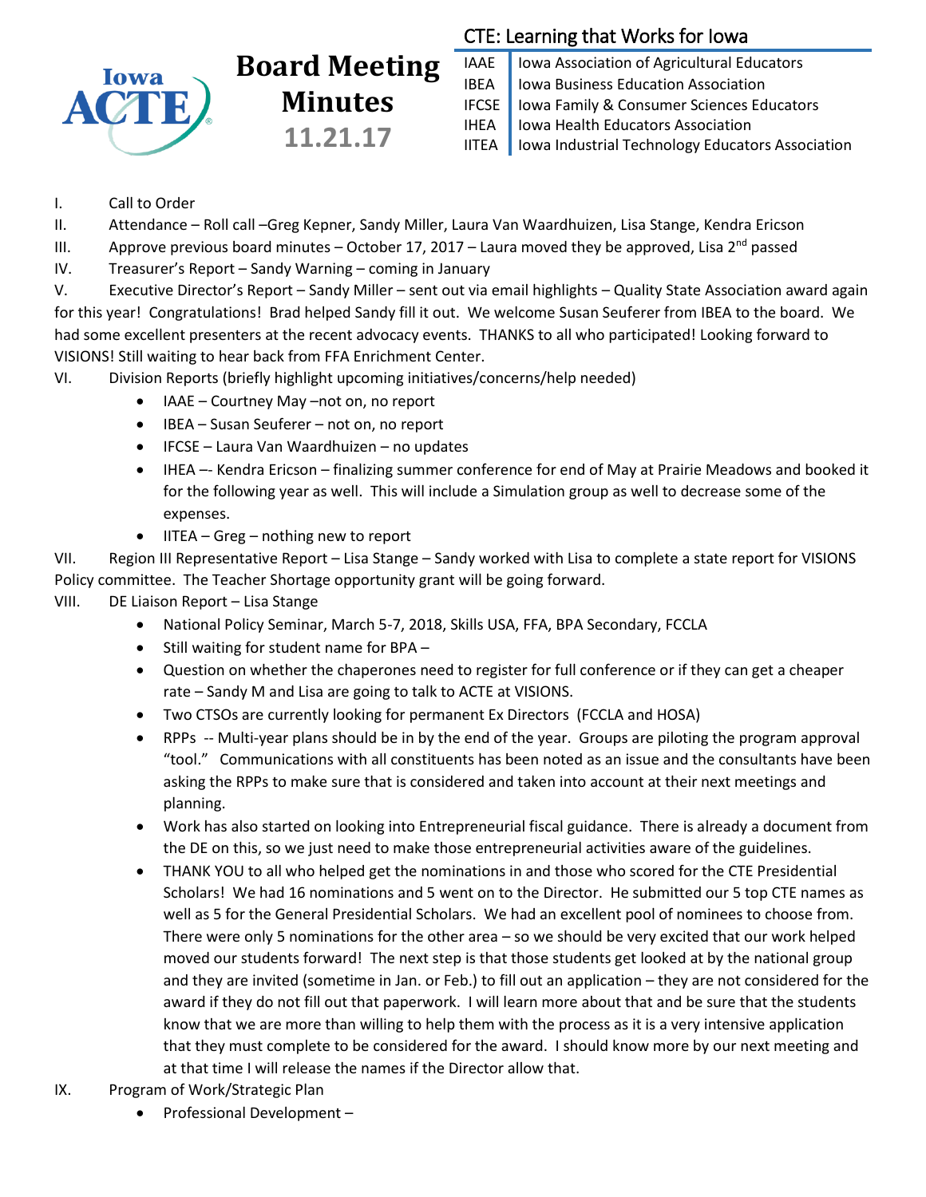# Board Meeting Minutes

**11.21.17**

## CTE: Learning that Works for Iowa

| | |
|---|---|
| IAAE | Iowa Association of Agricultural Educators |
| IBEA | Iowa Business Education Association |
| IFCSE | Iowa Family & Consumer Sciences Educators |
| IHEA | Iowa Health Educators Association |
| IITEA | Iowa Industrial Technology Educators Association |

I. Call to Order

II. Attendance – Roll call –Greg Kepner, Sandy Miller, Laura Van Waardhuizen, Lisa Stange, Kendra Ericson

III. Approve previous board minutes – October 17, 2017 – Laura moved they be approved, Lisa 2nd passed

IV. Treasurer's Report – Sandy Warning – coming in January

V. Executive Director's Report – Sandy Miller – sent out via email highlights – Quality State Association award again for this year! Congratulations! Brad helped Sandy fill it out. We welcome Susan Seuferer from IBEA to the board. We had some excellent presenters at the recent advocacy events. THANKS to all who participated! Looking forward to VISIONS! Still waiting to hear back from FFA Enrichment Center.

VI. Division Reports (briefly highlight upcoming initiatives/concerns/help needed)

- IAAE – Courtney May –not on, no report
- IBEA – Susan Seuferer – not on, no report
- IFCSE – Laura Van Waardhuizen – no updates
- IHEA –- Kendra Ericson – finalizing summer conference for end of May at Prairie Meadows and booked it for the following year as well. This will include a Simulation group as well to decrease some of the expenses.
- IITEA – Greg – nothing new to report

VII. Region III Representative Report – Lisa Stange – Sandy worked with Lisa to complete a state report for VISIONS Policy committee. The Teacher Shortage opportunity grant will be going forward.

VIII. DE Liaison Report – Lisa Stange

- National Policy Seminar, March 5-7, 2018, Skills USA, FFA, BPA Secondary, FCCLA
- Still waiting for student name for BPA –
- Question on whether the chaperones need to register for full conference or if they can get a cheaper rate – Sandy M and Lisa are going to talk to ACTE at VISIONS.
- Two CTSOs are currently looking for permanent Ex Directors (FCCLA and HOSA)
- RPPs -- Multi-year plans should be in by the end of the year. Groups are piloting the program approval "tool." Communications with all constituents has been noted as an issue and the consultants have been asking the RPPs to make sure that is considered and taken into account at their next meetings and planning.
- Work has also started on looking into Entrepreneurial fiscal guidance. There is already a document from the DE on this, so we just need to make those entrepreneurial activities aware of the guidelines.
- THANK YOU to all who helped get the nominations in and those who scored for the CTE Presidential Scholars! We had 16 nominations and 5 went on to the Director. He submitted our 5 top CTE names as well as 5 for the General Presidential Scholars. We had an excellent pool of nominees to choose from. There were only 5 nominations for the other area – so we should be very excited that our work helped moved our students forward! The next step is that those students get looked at by the national group and they are invited (sometime in Jan. or Feb.) to fill out an application – they are not considered for the award if they do not fill out that paperwork. I will learn more about that and be sure that the students know that we are more than willing to help them with the process as it is a very intensive application that they must complete to be considered for the award. I should know more by our next meeting and at that time I will release the names if the Director allow that.

IX. Program of Work/Strategic Plan

- Professional Development –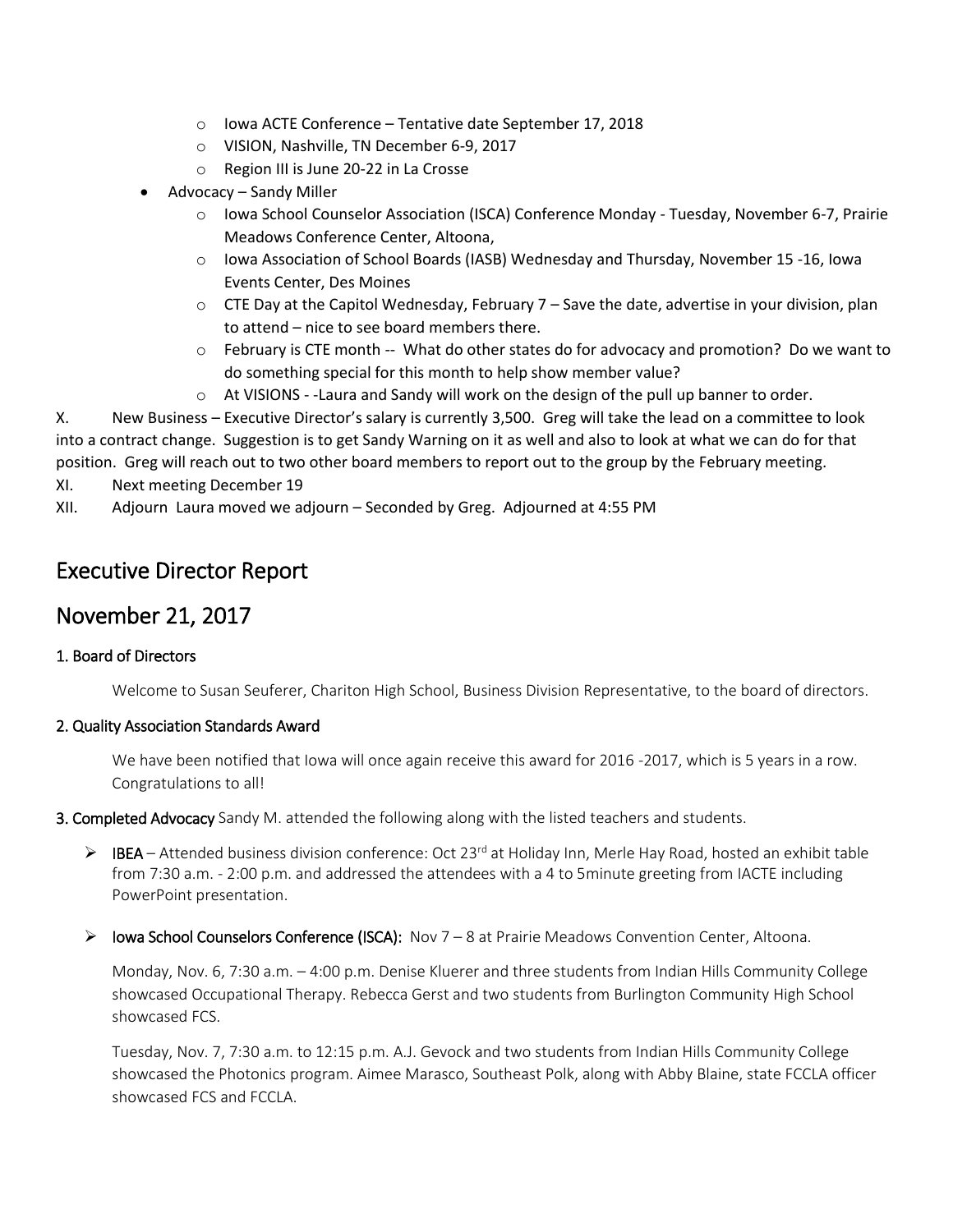- Iowa ACTE Conference – Tentative date September 17, 2018
    - VISION, Nashville, TN December 6-9, 2017
    - Region III is June 20-22 in La Crosse
- Advocacy – Sandy Miller
    - Iowa School Counselor Association (ISCA) Conference Monday - Tuesday, November 6-7, Prairie Meadows Conference Center, Altoona,
    - Iowa Association of School Boards (IASB) Wednesday and Thursday, November 15 -16, Iowa Events Center, Des Moines
    - CTE Day at the Capitol Wednesday, February 7 – Save the date, advertise in your division, plan to attend – nice to see board members there.
    - February is CTE month -- What do other states do for advocacy and promotion? Do we want to do something special for this month to help show member value?
    - At VISIONS - -Laura and Sandy will work on the design of the pull up banner to order.

X. New Business – Executive Director's salary is currently 3,500. Greg will take the lead on a committee to look into a contract change. Suggestion is to get Sandy Warning on it as well and also to look at what we can do for that position. Greg will reach out to two other board members to report out to the group by the February meeting.

XI. Next meeting December 19

XII. Adjourn Laura moved we adjourn – Seconded by Greg. Adjourned at 4:55 PM

## Executive Director Report

## November 21, 2017

### 1. Board of Directors

Welcome to Susan Seuferer, Chariton High School, Business Division Representative, to the board of directors.

### 2. Quality Association Standards Award

We have been notified that Iowa will once again receive this award for 2016 -2017, which is 5 years in a row. Congratulations to all!

**3. Completed Advocacy** Sandy M. attended the following along with the listed teachers and students.

- **IBEA** – Attended business division conference: Oct 23rd at Holiday Inn, Merle Hay Road, hosted an exhibit table from 7:30 a.m. - 2:00 p.m. and addressed the attendees with a 4 to 5minute greeting from IACTE including PowerPoint presentation.

- **Iowa School Counselors Conference (ISCA):** Nov 7 – 8 at Prairie Meadows Convention Center, Altoona.

  Monday, Nov. 6, 7:30 a.m. – 4:00 p.m. Denise Kluerer and three students from Indian Hills Community College showcased Occupational Therapy. Rebecca Gerst and two students from Burlington Community High School showcased FCS.

  Tuesday, Nov. 7, 7:30 a.m. to 12:15 p.m. A.J. Gevock and two students from Indian Hills Community College showcased the Photonics program. Aimee Marasco, Southeast Polk, along with Abby Blaine, state FCCLA officer showcased FCS and FCCLA.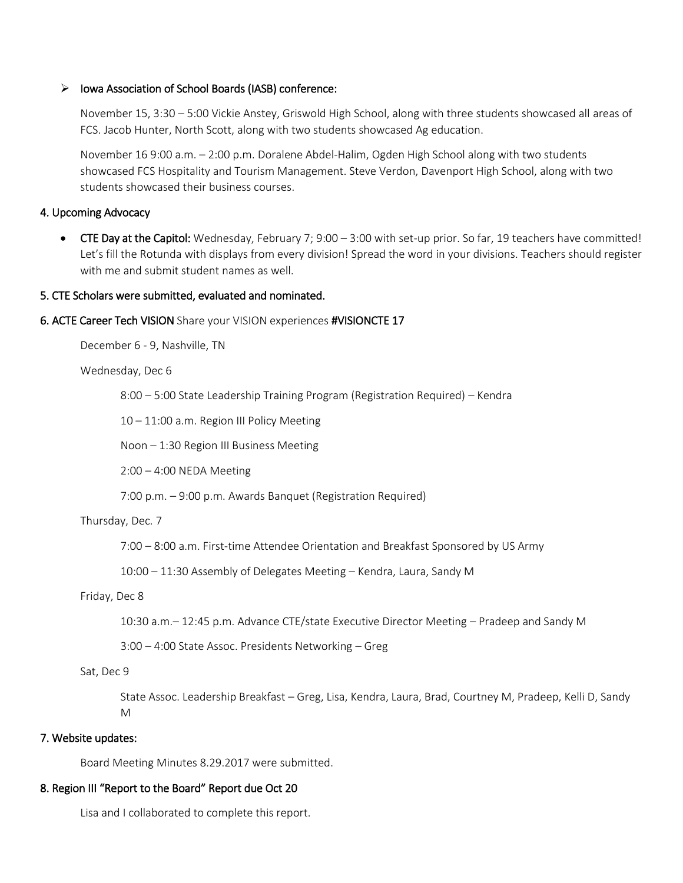- Iowa Association of School Boards (IASB) conference:

  November 15, 3:30 – 5:00 Vickie Anstey, Griswold High School, along with three students showcased all areas of FCS. Jacob Hunter, North Scott, along with two students showcased Ag education.

  November 16 9:00 a.m. – 2:00 p.m. Doralene Abdel-Halim, Ogden High School along with two students showcased FCS Hospitality and Tourism Management. Steve Verdon, Davenport High School, along with two students showcased their business courses.

### 4. Upcoming Advocacy

- **CTE Day at the Capitol:** Wednesday, February 7; 9:00 – 3:00 with set-up prior. So far, 19 teachers have committed! Let's fill the Rotunda with displays from every division! Spread the word in your divisions. Teachers should register with me and submit student names as well.

### 5. CTE Scholars were submitted, evaluated and nominated.

### 6. ACTE Career Tech VISION Share your VISION experiences #VISIONCTE 17

December 6 - 9, Nashville, TN

Wednesday, Dec 6

8:00 – 5:00 State Leadership Training Program (Registration Required) – Kendra

10 – 11:00 a.m. Region III Policy Meeting

Noon – 1:30 Region III Business Meeting

2:00 – 4:00 NEDA Meeting

7:00 p.m. – 9:00 p.m. Awards Banquet (Registration Required)

Thursday, Dec. 7

7:00 – 8:00 a.m. First-time Attendee Orientation and Breakfast Sponsored by US Army

10:00 – 11:30 Assembly of Delegates Meeting – Kendra, Laura, Sandy M

Friday, Dec 8

10:30 a.m.– 12:45 p.m. Advance CTE/state Executive Director Meeting – Pradeep and Sandy M

3:00 – 4:00 State Assoc. Presidents Networking – Greg

Sat, Dec 9

State Assoc. Leadership Breakfast – Greg, Lisa, Kendra, Laura, Brad, Courtney M, Pradeep, Kelli D, Sandy M

### 7. Website updates:

Board Meeting Minutes 8.29.2017 were submitted.

### 8. Region III "Report to the Board" Report due Oct 20

Lisa and I collaborated to complete this report.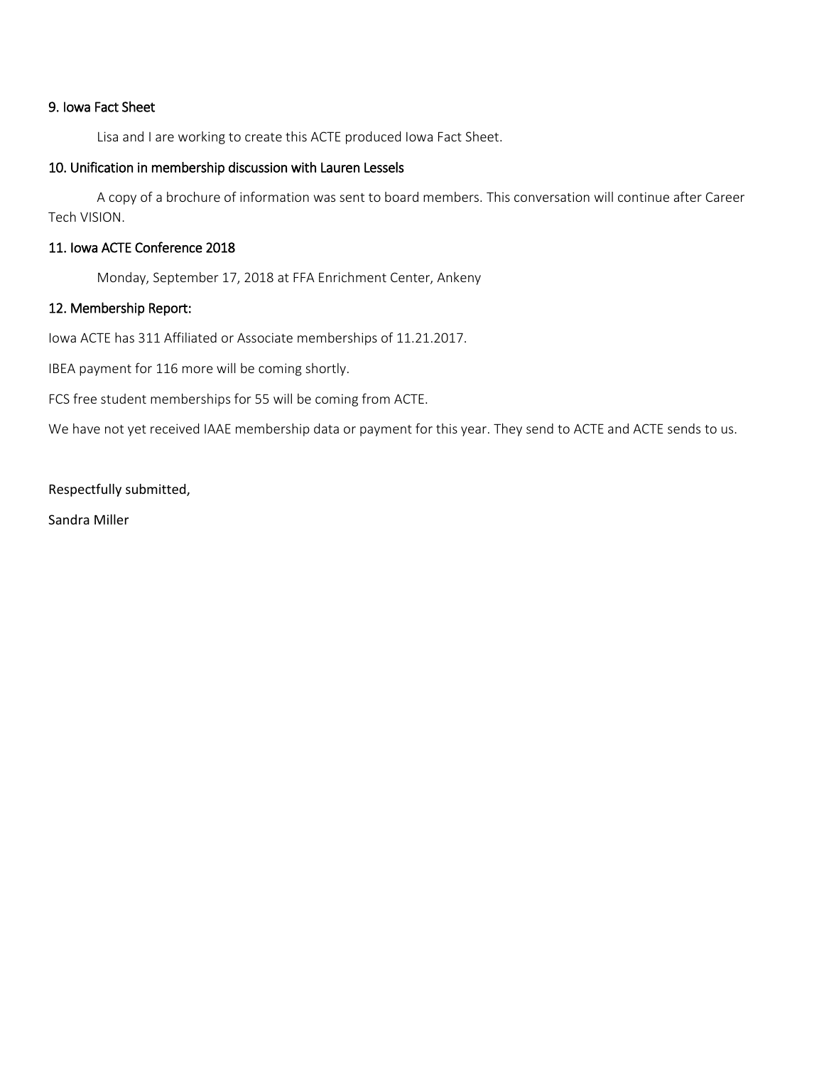### 9. Iowa Fact Sheet

Lisa and I are working to create this ACTE produced Iowa Fact Sheet.

### 10. Unification in membership discussion with Lauren Lessels

A copy of a brochure of information was sent to board members. This conversation will continue after Career Tech VISION.

### 11. Iowa ACTE Conference 2018

Monday, September 17, 2018 at FFA Enrichment Center, Ankeny

### 12. Membership Report:

Iowa ACTE has 311 Affiliated or Associate memberships of 11.21.2017.

IBEA payment for 116 more will be coming shortly.

FCS free student memberships for 55 will be coming from ACTE.

We have not yet received IAAE membership data or payment for this year. They send to ACTE and ACTE sends to us.

Respectfully submitted,

Sandra Miller